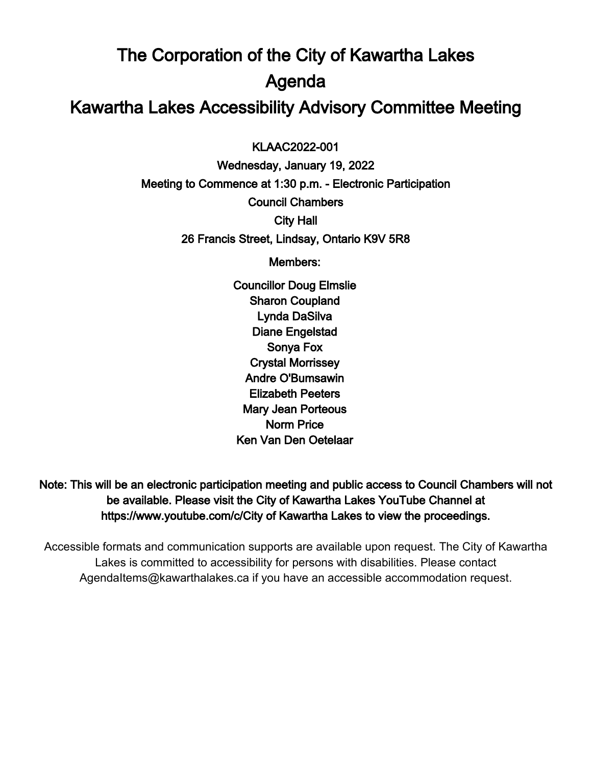# The Corporation of the City of Kawartha Lakes

# Agenda

# Kawartha Lakes Accessibility Advisory Committee Meeting

**KLAAC2022-001**

**Wednesday, January 19, 2022**

**Meeting to Commence at 1:30 p.m. - Electronic Participation**

**Council Chambers**

**City Hall**

**26 Francis Street, Lindsay, Ontario K9V 5R8**

**Members:**

**Councillor Doug Elmslie**
**Sharon Coupland**
**Lynda DaSilva**
**Diane Engelstad**
**Sonya Fox**
**Crystal Morrissey**
**Andre O'Bumsawin**
**Elizabeth Peeters**
**Mary Jean Porteous**
**Norm Price**
**Ken Van Den Oetelaar**

**Note: This will be an electronic participation meeting and public access to Council Chambers will not be available. Please visit the City of Kawartha Lakes YouTube Channel at https://www.youtube.com/c/City of Kawartha Lakes to view the proceedings.**

Accessible formats and communication supports are available upon request. The City of Kawartha Lakes is committed to accessibility for persons with disabilities. Please contact AgendaItems@kawarthalakes.ca if you have an accessible accommodation request.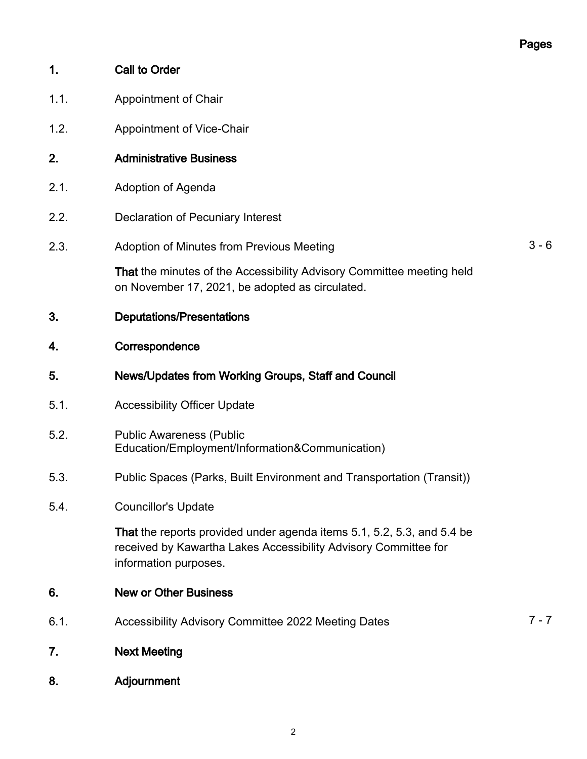| | | Pages |
|---|---|---|
| **1.** | **Call to Order** | |
| 1.1. | Appointment of Chair | |
| 1.2. | Appointment of Vice-Chair | |
| **2.** | **Administrative Business** | |
| 2.1. | Adoption of Agenda | |
| 2.2. | Declaration of Pecuniary Interest | |
| 2.3. | Adoption of Minutes from Previous Meeting<br><br>**That** the minutes of the Accessibility Advisory Committee meeting held on November 17, 2021, be adopted as circulated. | 3 - 6 |
| **3.** | **Deputations/Presentations** | |
| **4.** | **Correspondence** | |
| **5.** | **News/Updates from Working Groups, Staff and Council** | |
| 5.1. | Accessibility Officer Update | |
| 5.2. | Public Awareness (Public Education/Employment/Information&Communication) | |
| 5.3. | Public Spaces (Parks, Built Environment and Transportation (Transit)) | |
| 5.4. | Councillor's Update<br><br>**That** the reports provided under agenda items 5.1, 5.2, 5.3, and 5.4 be received by Kawartha Lakes Accessibility Advisory Committee for information purposes. | |
| **6.** | **New or Other Business** | |
| 6.1. | Accessibility Advisory Committee 2022 Meeting Dates | 7 - 7 |
| **7.** | **Next Meeting** | |
| **8.** | **Adjournment** | |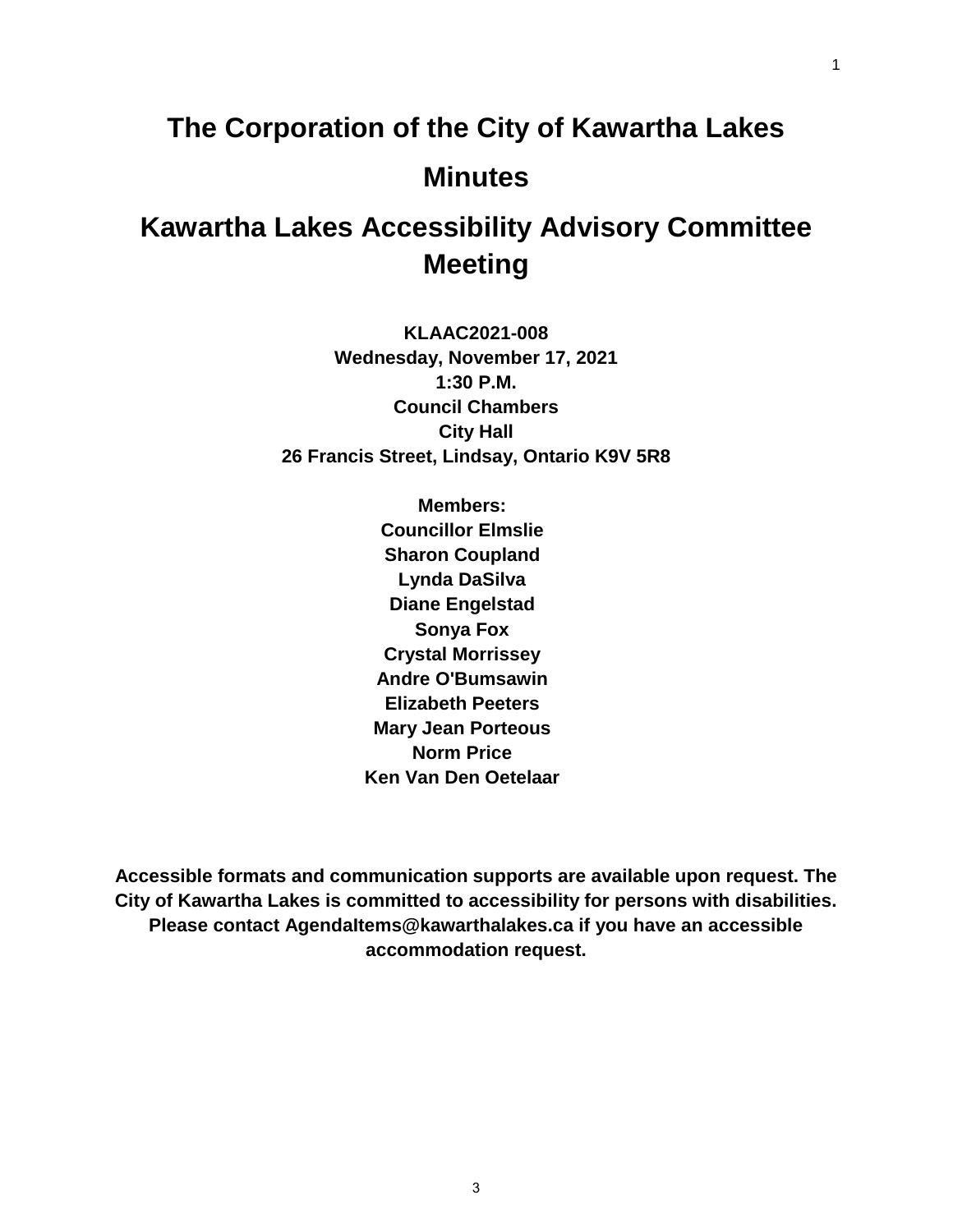# The Corporation of the City of Kawartha Lakes

# Minutes

# Kawartha Lakes Accessibility Advisory Committee Meeting

**KLAAC2021-008**
**Wednesday, November 17, 2021**
**1:30 P.M.**
**Council Chambers**
**City Hall**
**26 Francis Street, Lindsay, Ontario K9V 5R8**

**Members:**
**Councillor Elmslie**
**Sharon Coupland**
**Lynda DaSilva**
**Diane Engelstad**
**Sonya Fox**
**Crystal Morrissey**
**Andre O'Bumsawin**
**Elizabeth Peeters**
**Mary Jean Porteous**
**Norm Price**
**Ken Van Den Oetelaar**

**Accessible formats and communication supports are available upon request. The City of Kawartha Lakes is committed to accessibility for persons with disabilities. Please contact AgendaItems@kawarthalakes.ca if you have an accessible accommodation request.**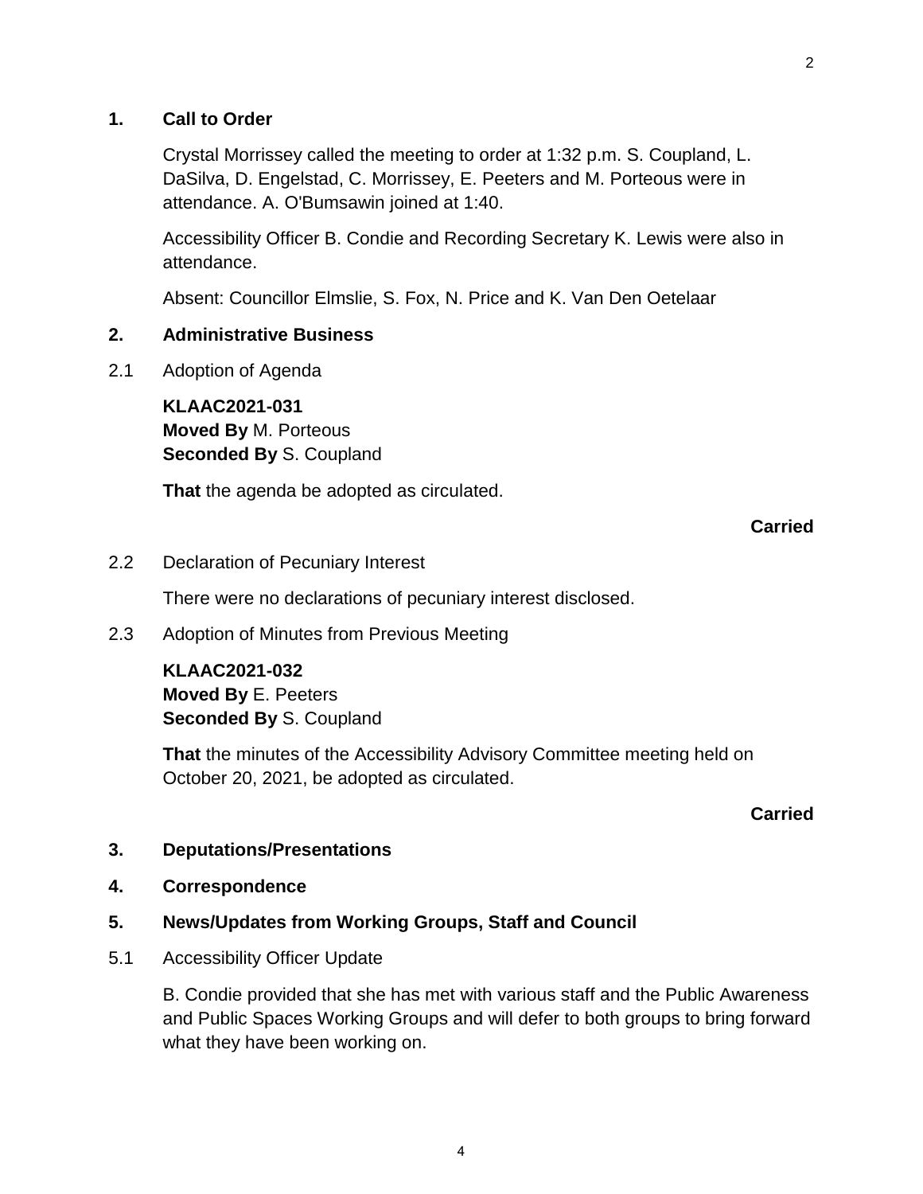## 1. Call to Order

Crystal Morrissey called the meeting to order at 1:32 p.m. S. Coupland, L. DaSilva, D. Engelstad, C. Morrissey, E. Peeters and M. Porteous were in attendance. A. O'Bumsawin joined at 1:40.

Accessibility Officer B. Condie and Recording Secretary K. Lewis were also in attendance.

Absent: Councillor Elmslie, S. Fox, N. Price and K. Van Den Oetelaar

## 2. Administrative Business

### 2.1 Adoption of Agenda

**KLAAC2021-031**
**Moved By** M. Porteous
**Seconded By** S. Coupland

**That** the agenda be adopted as circulated.

**Carried**

### 2.2 Declaration of Pecuniary Interest

There were no declarations of pecuniary interest disclosed.

### 2.3 Adoption of Minutes from Previous Meeting

**KLAAC2021-032**
**Moved By** E. Peeters
**Seconded By** S. Coupland

**That** the minutes of the Accessibility Advisory Committee meeting held on October 20, 2021, be adopted as circulated.

**Carried**

## 3. Deputations/Presentations

## 4. Correspondence

## 5. News/Updates from Working Groups, Staff and Council

### 5.1 Accessibility Officer Update

B. Condie provided that she has met with various staff and the Public Awareness and Public Spaces Working Groups and will defer to both groups to bring forward what they have been working on.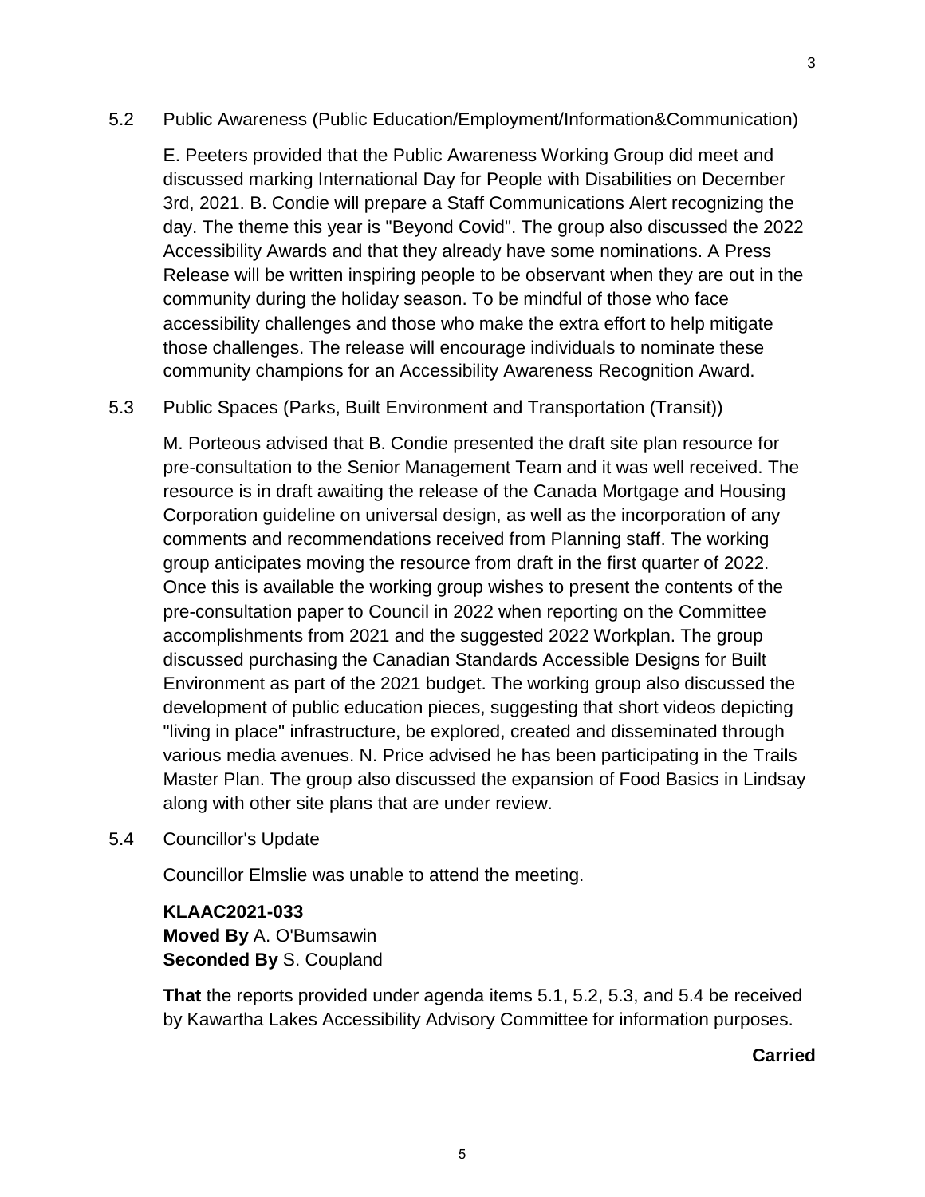5.2 Public Awareness (Public Education/Employment/Information&Communication)

E. Peeters provided that the Public Awareness Working Group did meet and discussed marking International Day for People with Disabilities on December 3rd, 2021. B. Condie will prepare a Staff Communications Alert recognizing the day. The theme this year is "Beyond Covid". The group also discussed the 2022 Accessibility Awards and that they already have some nominations. A Press Release will be written inspiring people to be observant when they are out in the community during the holiday season. To be mindful of those who face accessibility challenges and those who make the extra effort to help mitigate those challenges. The release will encourage individuals to nominate these community champions for an Accessibility Awareness Recognition Award.

5.3 Public Spaces (Parks, Built Environment and Transportation (Transit))

M. Porteous advised that B. Condie presented the draft site plan resource for pre-consultation to the Senior Management Team and it was well received. The resource is in draft awaiting the release of the Canada Mortgage and Housing Corporation guideline on universal design, as well as the incorporation of any comments and recommendations received from Planning staff. The working group anticipates moving the resource from draft in the first quarter of 2022. Once this is available the working group wishes to present the contents of the pre-consultation paper to Council in 2022 when reporting on the Committee accomplishments from 2021 and the suggested 2022 Workplan. The group discussed purchasing the Canadian Standards Accessible Designs for Built Environment as part of the 2021 budget. The working group also discussed the development of public education pieces, suggesting that short videos depicting "living in place" infrastructure, be explored, created and disseminated through various media avenues. N. Price advised he has been participating in the Trails Master Plan. The group also discussed the expansion of Food Basics in Lindsay along with other site plans that are under review.

5.4 Councillor's Update

Councillor Elmslie was unable to attend the meeting.

**KLAAC2021-033**
**Moved By** A. O'Bumsawin
**Seconded By** S. Coupland

**That** the reports provided under agenda items 5.1, 5.2, 5.3, and 5.4 be received by Kawartha Lakes Accessibility Advisory Committee for information purposes.

**Carried**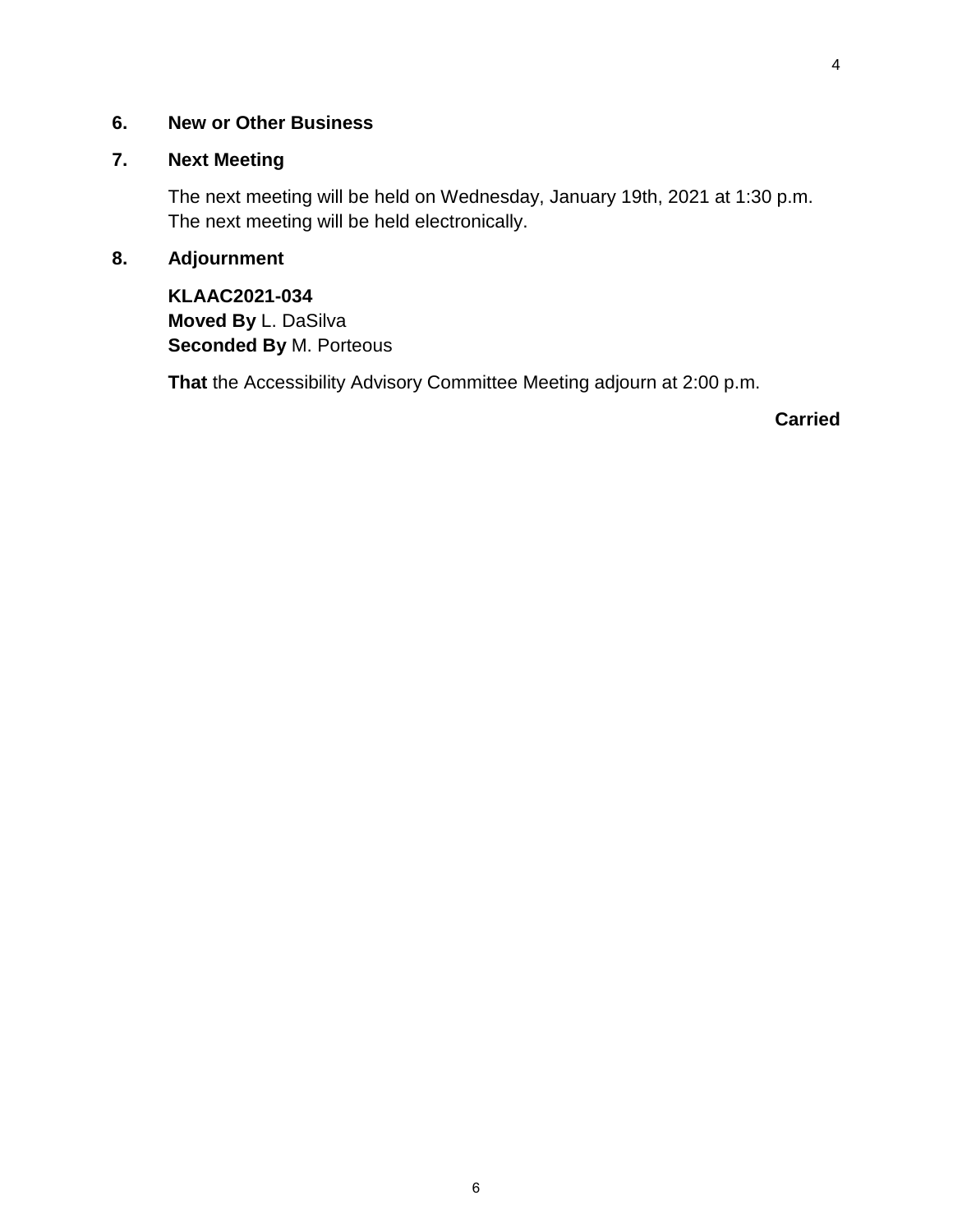## 6. New or Other Business

## 7. Next Meeting

The next meeting will be held on Wednesday, January 19th, 2021 at 1:30 p.m. The next meeting will be held electronically.

## 8. Adjournment

**KLAAC2021-034**
**Moved By** L. DaSilva
**Seconded By** M. Porteous

**That** the Accessibility Advisory Committee Meeting adjourn at 2:00 p.m.

**Carried**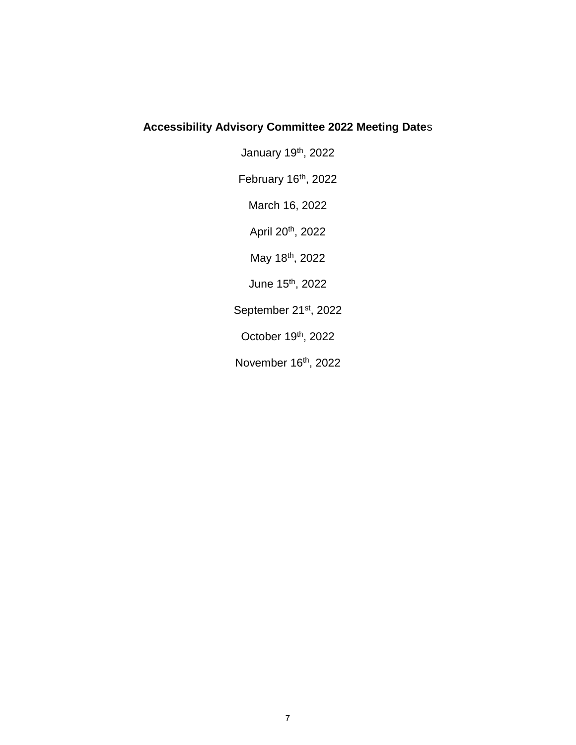**Accessibility Advisory Committee 2022 Meeting Dates**

January 19th, 2022

February 16th, 2022

March 16, 2022

April 20th, 2022

May 18th, 2022

June 15th, 2022

September 21st, 2022

October 19th, 2022

November 16th, 2022